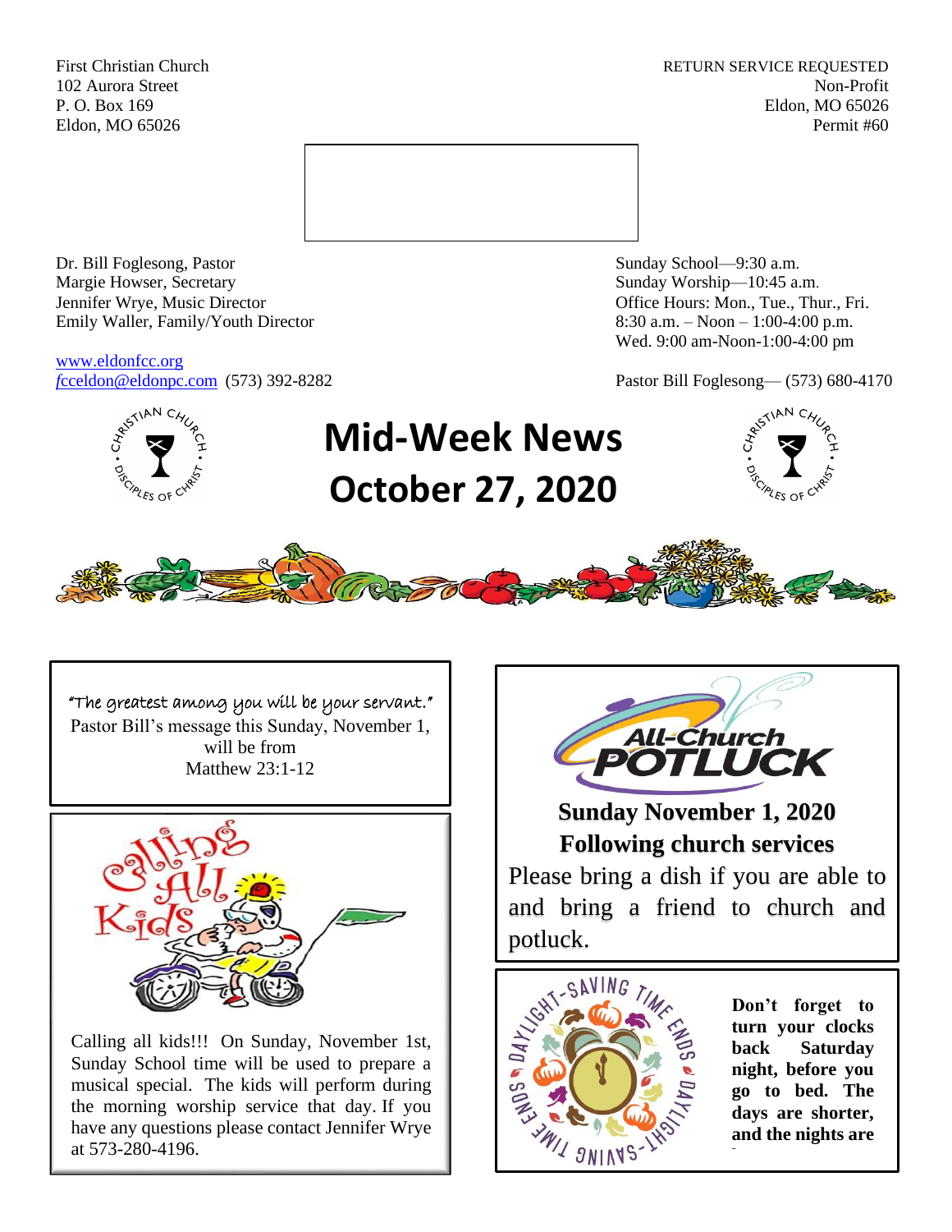First Christian Church
102 Aurora Street
P. O. Box 169
Eldon, MO 65026

RETURN SERVICE REQUESTED
Non-Profit
Eldon, MO 65026
Permit #60

Dr. Bill Foglesong, Pastor
Margie Howser, Secretary
Jennifer Wrye, Music Director
Emily Waller, Family/Youth Director

www.eldonfcc.org
fcceldon@eldonpc.com (573) 392-8282

Sunday School—9:30 a.m.
Sunday Worship—10:45 a.m.
Office Hours: Mon., Tue., Thur., Fri.
8:30 a.m. – Noon – 1:00-4:00 p.m.
Wed. 9:00 am-Noon-1:00-4:00 pm

Pastor Bill Foglesong— (573) 680-4170

# Mid-Week News
# October 27, 2020

"The greatest among you will be your servant."
Pastor Bill's message this Sunday, November 1, will be from
Matthew 23:1-12

Calling All Kids

Calling all kids!!! On Sunday, November 1st, Sunday School time will be used to prepare a musical special. The kids will perform during the morning worship service that day. If you have any questions please contact Jennifer Wrye at 573-280-4196.

All-Church POTLUCK

**Sunday November 1, 2020**
**Following church services**

Please bring a dish if you are able to and bring a friend to church and potluck.

Daylight-Saving Time Ends

**Don't forget to turn your clocks back Saturday night, before you go to bed. The days are shorter, and the nights are**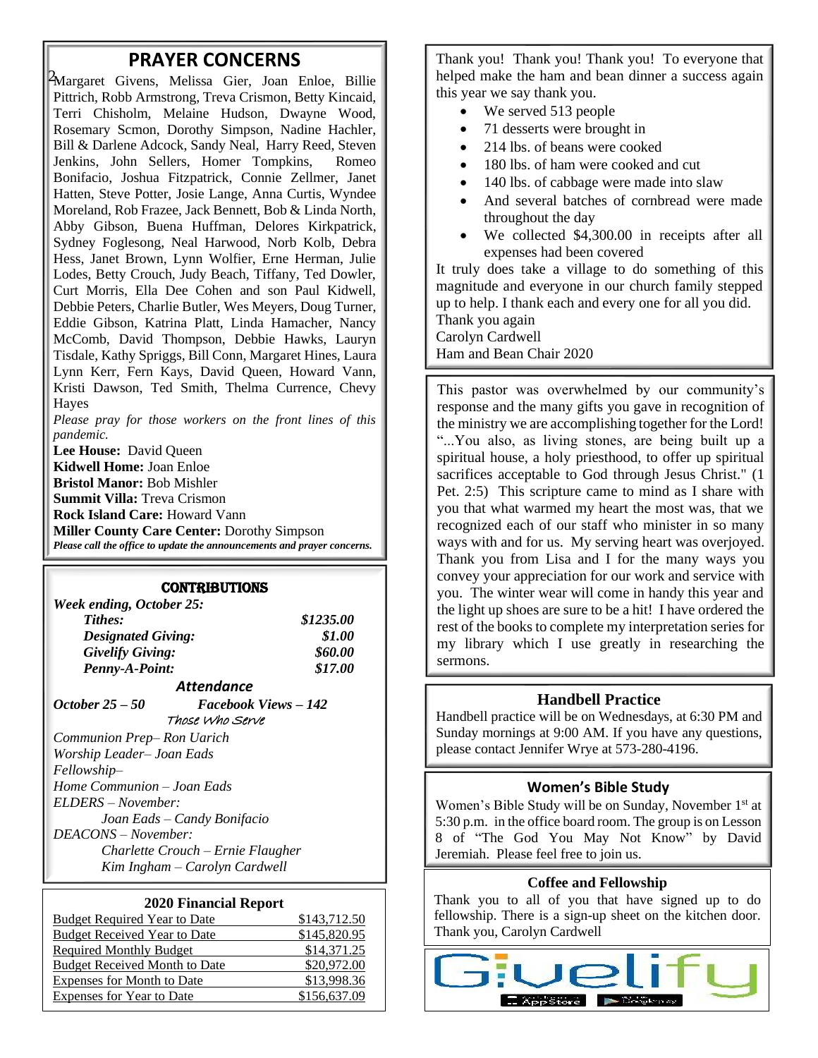## PRAYER CONCERNS

Margaret Givens, Melissa Gier, Joan Enloe, Billie Pittrich, Robb Armstrong, Treva Crismon, Betty Kincaid, Terri Chisholm, Melaine Hudson, Dwayne Wood, Rosemary Scmon, Dorothy Simpson, Nadine Hachler, Bill & Darlene Adcock, Sandy Neal, Harry Reed, Steven Jenkins, John Sellers, Homer Tompkins, Romeo Bonifacio, Joshua Fitzpatrick, Connie Zellmer, Janet Hatten, Steve Potter, Josie Lange, Anna Curtis, Wyndee Moreland, Rob Frazee, Jack Bennett, Bob & Linda North, Abby Gibson, Buena Huffman, Delores Kirkpatrick, Sydney Foglesong, Neal Harwood, Norb Kolb, Debra Hess, Janet Brown, Lynn Wolfier, Erne Herman, Julie Lodes, Betty Crouch, Judy Beach, Tiffany, Ted Dowler, Curt Morris, Ella Dee Cohen and son Paul Kidwell, Debbie Peters, Charlie Butler, Wes Meyers, Doug Turner, Eddie Gibson, Katrina Platt, Linda Hamacher, Nancy McComb, David Thompson, Debbie Hawks, Lauryn Tisdale, Kathy Spriggs, Bill Conn, Margaret Hines, Laura Lynn Kerr, Fern Kays, David Queen, Howard Vann, Kristi Dawson, Ted Smith, Thelma Currence, Chevy Hayes

*Please pray for those workers on the front lines of this pandemic.*

**Lee House:** David Queen
**Kidwell Home:** Joan Enloe
**Bristol Manor:** Bob Mishler
**Summit Villa:** Treva Crismon
**Rock Island Care:** Howard Vann
**Miller County Care Center:** Dorothy Simpson

***Please call the office to update the announcements and prayer concerns.***

## CONTRIBUTIONS

***Week ending, October 25:***

| | |
|---|---|
| ***Tithes:*** | ***$1235.00*** |
| ***Designated Giving:*** | ***$1.00*** |
| ***Givelify Giving:*** | ***$60.00*** |
| ***Penny-A-Point:*** | ***$17.00*** |

### *Attendance*

***October 25 – 50*** ***Facebook Views – 142***

*Those Who Serve*

*Communion Prep– Ron Uarich*
*Worship Leader– Joan Eads*
*Fellowship–*
*Home Communion – Joan Eads*
*ELDERS – November:*
*Joan Eads – Candy Bonifacio*
*DEACONS – November:*
*Charlette Crouch – Ernie Flaugher*
*Kim Ingham – Carolyn Cardwell*

## 2020 Financial Report

| | |
|---|---|
| Budget Required Year to Date | $143,712.50 |
| Budget Received Year to Date | $145,820.95 |
| Required Monthly Budget | $14,371.25 |
| Budget Received Month to Date | $20,972.00 |
| Expenses for Month to Date | $13,998.36 |
| Expenses for Year to Date | $156,637.09 |

Thank you! Thank you! Thank you! To everyone that helped make the ham and bean dinner a success again this year we say thank you.

- We served 513 people
- 71 desserts were brought in
- 214 lbs. of beans were cooked
- 180 lbs. of ham were cooked and cut
- 140 lbs. of cabbage were made into slaw
- And several batches of cornbread were made throughout the day
- We collected $4,300.00 in receipts after all expenses had been covered

It truly does take a village to do something of this magnitude and everyone in our church family stepped up to help. I thank each and every one for all you did.
Thank you again
Carolyn Cardwell
Ham and Bean Chair 2020

This pastor was overwhelmed by our community's response and the many gifts you gave in recognition of the ministry we are accomplishing together for the Lord! "...You also, as living stones, are being built up a spiritual house, a holy priesthood, to offer up spiritual sacrifices acceptable to God through Jesus Christ." (1 Pet. 2:5) This scripture came to mind as I share with you that what warmed my heart the most was, that we recognized each of our staff who minister in so many ways with and for us. My serving heart was overjoyed. Thank you from Lisa and I for the many ways you convey your appreciation for our work and service with you. The winter wear will come in handy this year and the light up shoes are sure to be a hit! I have ordered the rest of the books to complete my interpretation series for my library which I use greatly in researching the sermons.

### Handbell Practice

Handbell practice will be on Wednesdays, at 6:30 PM and Sunday mornings at 9:00 AM. If you have any questions, please contact Jennifer Wrye at 573-280-4196.

### Women's Bible Study

Women's Bible Study will be on Sunday, November 1st at 5:30 p.m. in the office board room. The group is on Lesson 8 of "The God You May Not Know" by David Jeremiah. Please feel free to join us.

### Coffee and Fellowship

Thank you to all of you that have signed up to do fellowship. There is a sign-up sheet on the kitchen door. Thank you, Carolyn Cardwell

Givelify